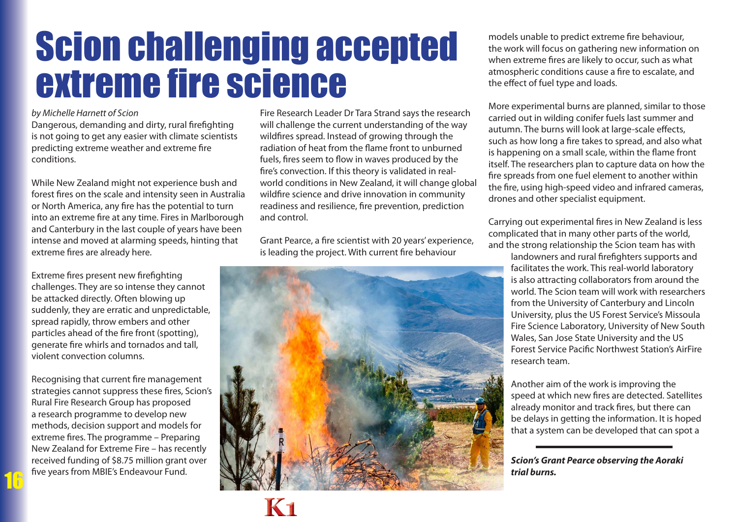# Scion challenging accepted extreme fire science

*by Michelle Harnett of Scion*

Dangerous, demanding and dirty, rural firefighting is not going to get any easier with climate scientists predicting extreme weather and extreme fire conditions.

While New Zealand might not experience bush and forest fires on the scale and intensity seen in Australia or North America, any fire has the potential to turn into an extreme fire at any time. Fires in Marlborough and Canterbury in the last couple of years have been intense and moved at alarming speeds, hinting that extreme fires are already here.

Extreme fires present new firefighting challenges. They are so intense they cannot be attacked directly. Often blowing up suddenly, they are erratic and unpredictable, spread rapidly, throw embers and other particles ahead of the fire front (spotting), generate fire whirls and tornados and tall, violent convection columns.

Recognising that current fire management strategies cannot suppress these fires, Scion's Rural Fire Research Group has proposed a research programme to develop new methods, decision support and models for extreme fires. The programme – Preparing New Zealand for Extreme Fire – has recently received funding of $8.75 million grant over five years from MBIE's Endeavour Fund.

Fire Research Leader Dr Tara Strand says the research will challenge the current understanding of the way wildfires spread. Instead of growing through the radiation of heat from the flame front to unburned fuels, fires seem to flow in waves produced by the fire's convection. If this theory is validated in real-world conditions in New Zealand, it will change global wildfire science and drive innovation in community readiness and resilience, fire prevention, prediction and control.

Grant Pearce, a fire scientist with 20 years' experience, is leading the project. With current fire behaviour models unable to predict extreme fire behaviour, the work will focus on gathering new information on when extreme fires are likely to occur, such as what atmospheric conditions cause a fire to escalate, and the effect of fuel type and loads.

More experimental burns are planned, similar to those carried out in wilding conifer fuels last summer and autumn. The burns will look at large-scale effects, such as how long a fire takes to spread, and also what is happening on a small scale, within the flame front itself. The researchers plan to capture data on how the fire spreads from one fuel element to another within the fire, using high-speed video and infrared cameras, drones and other specialist equipment.

Carrying out experimental fires in New Zealand is less complicated that in many other parts of the world, and the strong relationship the Scion team has with landowners and rural firefighters supports and facilitates the work. This real-world laboratory is also attracting collaborators from around the world. The Scion team will work with researchers from the University of Canterbury and Lincoln University, plus the US Forest Service's Missoula Fire Science Laboratory, University of New South Wales, San Jose State University and the US Forest Service Pacific Northwest Station's AirFire research team.

Another aim of the work is improving the speed at which new fires are detected. Satellites already monitor and track fires, but there can be delays in getting the information. It is hoped that a system can be developed that can spot a

***Scion's Grant Pearce observing the Aoraki trial burns.***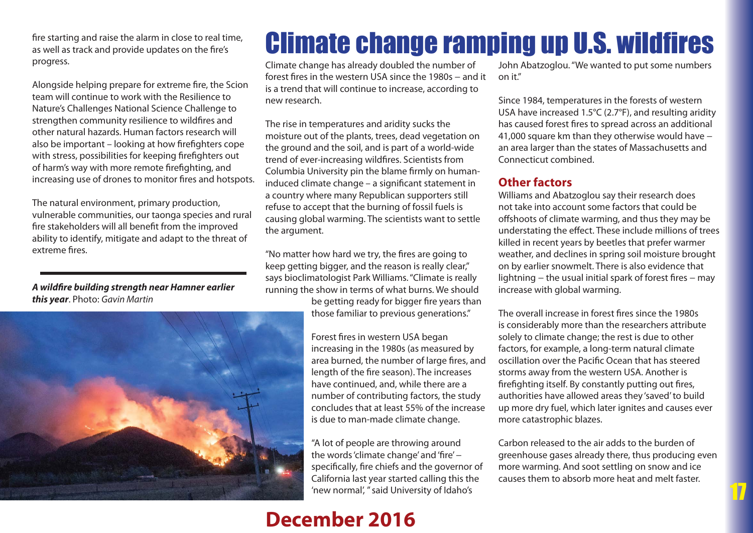fire starting and raise the alarm in close to real time, as well as track and provide updates on the fire's progress.

Alongside helping prepare for extreme fire, the Scion team will continue to work with the Resilience to Nature's Challenges National Science Challenge to strengthen community resilience to wildfires and other natural hazards. Human factors research will also be important – looking at how firefighters cope with stress, possibilities for keeping firefighters out of harm's way with more remote firefighting, and increasing use of drones to monitor fires and hotspots.

The natural environment, primary production, vulnerable communities, our taonga species and rural fire stakeholders will all benefit from the improved ability to identify, mitigate and adapt to the threat of extreme fires.

***A wildfire building strength near Hamner earlier this year***. Photo: *Gavin Martin*

# Climate change ramping up U.S. wildfires

Climate change has already doubled the number of forest fires in the western USA since the 1980s – and it is a trend that will continue to increase, according to new research.

The rise in temperatures and aridity sucks the moisture out of the plants, trees, dead vegetation on the ground and the soil, and is part of a world-wide trend of ever-increasing wildfires. Scientists from Columbia University pin the blame firmly on human-induced climate change – a significant statement in a country where many Republican supporters still refuse to accept that the burning of fossil fuels is causing global warming. The scientists want to settle the argument.

"No matter how hard we try, the fires are going to keep getting bigger, and the reason is really clear," says bioclimatologist Park Williams. "Climate is really running the show in terms of what burns. We should be getting ready for bigger fire years than those familiar to previous generations."

Forest fires in western USA began increasing in the 1980s (as measured by area burned, the number of large fires, and length of the fire season). The increases have continued, and, while there are a number of contributing factors, the study concludes that at least 55% of the increase is due to man-made climate change.

"A lot of people are throwing around the words 'climate change' and 'fire' – specifically, fire chiefs and the governor of California last year started calling this the 'new normal'," said University of Idaho's John Abatzoglou. "We wanted to put some numbers on it."

Since 1984, temperatures in the forests of western USA have increased 1.5°C (2.7°F), and resulting aridity has caused forest fires to spread across an additional 41,000 square km than they otherwise would have – an area larger than the states of Massachusetts and Connecticut combined.

## Other factors

Williams and Abatzoglou say their research does not take into account some factors that could be offshoots of climate warming, and thus they may be understating the effect. These include millions of trees killed in recent years by beetles that prefer warmer weather, and declines in spring soil moisture brought on by earlier snowmelt. There is also evidence that lightning – the usual initial spark of forest fires – may increase with global warming.

The overall increase in forest fires since the 1980s is considerably more than the researchers attribute solely to climate change; the rest is due to other factors, for example, a long-term natural climate oscillation over the Pacific Ocean that has steered storms away from the western USA. Another is firefighting itself. By constantly putting out fires, authorities have allowed areas they 'saved' to build up more dry fuel, which later ignites and causes ever more catastrophic blazes.

Carbon released to the air adds to the burden of greenhouse gases already there, thus producing even more warming. And soot settling on snow and ice causes them to absorb more heat and melt faster.